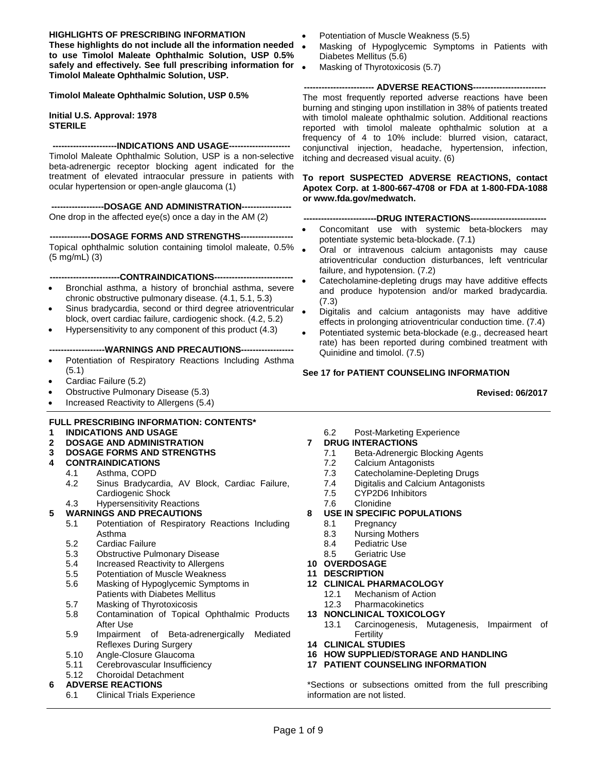**HIGHLIGHTS OF PRESCRIBING INFORMATION**
**These highlights do not include all the information needed to use Timolol Maleate Ophthalmic Solution, USP 0.5% safely and effectively. See full prescribing information for Timolol Maleate Ophthalmic Solution, USP.**

**Timolol Maleate Ophthalmic Solution, USP 0.5%**

**Initial U.S. Approval: 1978**
**STERILE**

## ----------------------INDICATIONS AND USAGE---------------------

Timolol Maleate Ophthalmic Solution, USP is a non-selective beta-adrenergic receptor blocking agent indicated for the treatment of elevated intraocular pressure in patients with ocular hypertension or open-angle glaucoma (1)

## ------------------DOSAGE AND ADMINISTRATION-----------------

One drop in the affected eye(s) once a day in the AM (2)

## --------------DOSAGE FORMS AND STRENGTHS------------------

Topical ophthalmic solution containing timolol maleate, 0.5% (5 mg/mL) (3)

## ------------------------CONTRAINDICATIONS--------------------------

- Bronchial asthma, a history of bronchial asthma, severe chronic obstructive pulmonary disease. (4.1, 5.1, 5.3)
- Sinus bradycardia, second or third degree atrioventricular block, overt cardiac failure, cardiogenic shock. (4.2, 5.2)
- Hypersensitivity to any component of this product (4.3)

## -------------------WARNINGS AND PRECAUTIONS------------------

- Potentiation of Respiratory Reactions Including Asthma (5.1)
- Cardiac Failure (5.2)
- Obstructive Pulmonary Disease (5.3)
- Increased Reactivity to Allergens (5.4)
- Potentiation of Muscle Weakness (5.5)
- Masking of Hypoglycemic Symptoms in Patients with Diabetes Mellitus (5.6)
- Masking of Thyrotoxicosis (5.7)

## ------------------------ ADVERSE REACTIONS-------------------------

The most frequently reported adverse reactions have been burning and stinging upon instillation in 38% of patients treated with timolol maleate ophthalmic solution. Additional reactions reported with timolol maleate ophthalmic solution at a frequency of 4 to 10% include: blurred vision, cataract, conjunctival injection, headache, hypertension, infection, itching and decreased visual acuity. (6)

**To report SUSPECTED ADVERSE REACTIONS, contact Apotex Corp. at 1-800-667-4708 or FDA at 1-800-FDA-1088 or www.fda.gov/medwatch.**

## -------------------------DRUG INTERACTIONS--------------------------

- Concomitant use with systemic beta-blockers may potentiate systemic beta-blockade. (7.1)
- Oral or intravenous calcium antagonists may cause atrioventricular conduction disturbances, left ventricular failure, and hypotension. (7.2)
- Catecholamine-depleting drugs may have additive effects and produce hypotension and/or marked bradycardia. (7.3)
- Digitalis and calcium antagonists may have additive effects in prolonging atrioventricular conduction time. (7.4)
- Potentiated systemic beta-blockade (e.g., decreased heart rate) has been reported during combined treatment with Quinidine and timolol. (7.5)

**See 17 for PATIENT COUNSELING INFORMATION**

**Revised: 06/2017**

---

## FULL PRESCRIBING INFORMATION: CONTENTS*

**1 INDICATIONS AND USAGE**
**2 DOSAGE AND ADMINISTRATION**
**3 DOSAGE FORMS AND STRENGTHS**
**4 CONTRAINDICATIONS**
- 4.1 Asthma, COPD
- 4.2 Sinus Bradycardia, AV Block, Cardiac Failure, Cardiogenic Shock
- 4.3 Hypersensitivity Reactions

**5 WARNINGS AND PRECAUTIONS**
- 5.1 Potentiation of Respiratory Reactions Including Asthma
- 5.2 Cardiac Failure
- 5.3 Obstructive Pulmonary Disease
- 5.4 Increased Reactivity to Allergens
- 5.5 Potentiation of Muscle Weakness
- 5.6 Masking of Hypoglycemic Symptoms in Patients with Diabetes Mellitus
- 5.7 Masking of Thyrotoxicosis
- 5.8 Contamination of Topical Ophthalmic Products After Use
- 5.9 Impairment of Beta-adrenergically Mediated Reflexes During Surgery
- 5.10 Angle-Closure Glaucoma
- 5.11 Cerebrovascular Insufficiency
- 5.12 Choroidal Detachment

**6 ADVERSE REACTIONS**
- 6.1 Clinical Trials Experience
- 6.2 Post-Marketing Experience

**7 DRUG INTERACTIONS**
- 7.1 Beta-Adrenergic Blocking Agents
- 7.2 Calcium Antagonists
- 7.3 Catecholamine-Depleting Drugs
- 7.4 Digitalis and Calcium Antagonists
- 7.5 CYP2D6 Inhibitors
- 7.6 Clonidine

**8 USE IN SPECIFIC POPULATIONS**
- 8.1 Pregnancy
- 8.3 Nursing Mothers
- 8.4 Pediatric Use
- 8.5 Geriatric Use

**10 OVERDOSAGE**
**11 DESCRIPTION**
**12 CLINICAL PHARMACOLOGY**
- 12.1 Mechanism of Action
- 12.3 Pharmacokinetics

**13 NONCLINICAL TOXICOLOGY**
- 13.1 Carcinogenesis, Mutagenesis, Impairment of Fertility

**14 CLINICAL STUDIES**
**16 HOW SUPPLIED/STORAGE AND HANDLING**
**17 PATIENT COUNSELING INFORMATION**

*Sections or subsections omitted from the full prescribing information are not listed.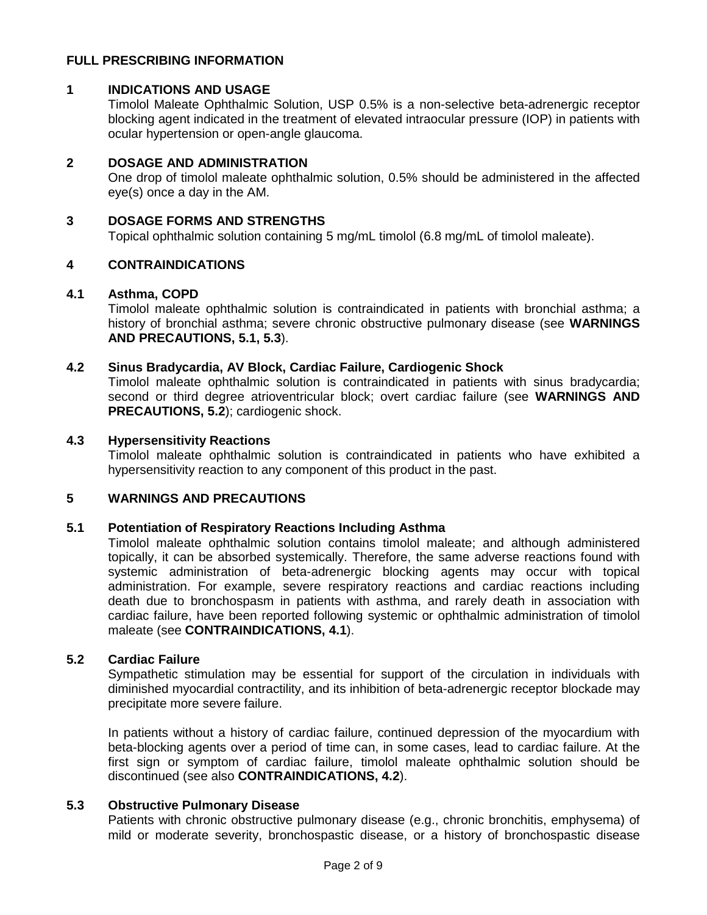# FULL PRESCRIBING INFORMATION

## 1 INDICATIONS AND USAGE

Timolol Maleate Ophthalmic Solution, USP 0.5% is a non-selective beta-adrenergic receptor blocking agent indicated in the treatment of elevated intraocular pressure (IOP) in patients with ocular hypertension or open-angle glaucoma.

## 2 DOSAGE AND ADMINISTRATION

One drop of timolol maleate ophthalmic solution, 0.5% should be administered in the affected eye(s) once a day in the AM.

## 3 DOSAGE FORMS AND STRENGTHS

Topical ophthalmic solution containing 5 mg/mL timolol (6.8 mg/mL of timolol maleate).

## 4 CONTRAINDICATIONS

### 4.1 Asthma, COPD

Timolol maleate ophthalmic solution is contraindicated in patients with bronchial asthma; a history of bronchial asthma; severe chronic obstructive pulmonary disease (see **WARNINGS AND PRECAUTIONS, 5.1, 5.3**).

### 4.2 Sinus Bradycardia, AV Block, Cardiac Failure, Cardiogenic Shock

Timolol maleate ophthalmic solution is contraindicated in patients with sinus bradycardia; second or third degree atrioventricular block; overt cardiac failure (see **WARNINGS AND PRECAUTIONS, 5.2**); cardiogenic shock.

### 4.3 Hypersensitivity Reactions

Timolol maleate ophthalmic solution is contraindicated in patients who have exhibited a hypersensitivity reaction to any component of this product in the past.

## 5 WARNINGS AND PRECAUTIONS

### 5.1 Potentiation of Respiratory Reactions Including Asthma

Timolol maleate ophthalmic solution contains timolol maleate; and although administered topically, it can be absorbed systemically. Therefore, the same adverse reactions found with systemic administration of beta-adrenergic blocking agents may occur with topical administration. For example, severe respiratory reactions and cardiac reactions including death due to bronchospasm in patients with asthma, and rarely death in association with cardiac failure, have been reported following systemic or ophthalmic administration of timolol maleate (see **CONTRAINDICATIONS, 4.1**).

### 5.2 Cardiac Failure

Sympathetic stimulation may be essential for support of the circulation in individuals with diminished myocardial contractility, and its inhibition of beta-adrenergic receptor blockade may precipitate more severe failure.

In patients without a history of cardiac failure, continued depression of the myocardium with beta-blocking agents over a period of time can, in some cases, lead to cardiac failure. At the first sign or symptom of cardiac failure, timolol maleate ophthalmic solution should be discontinued (see also **CONTRAINDICATIONS, 4.2**).

### 5.3 Obstructive Pulmonary Disease

Patients with chronic obstructive pulmonary disease (e.g., chronic bronchitis, emphysema) of mild or moderate severity, bronchospastic disease, or a history of bronchospastic disease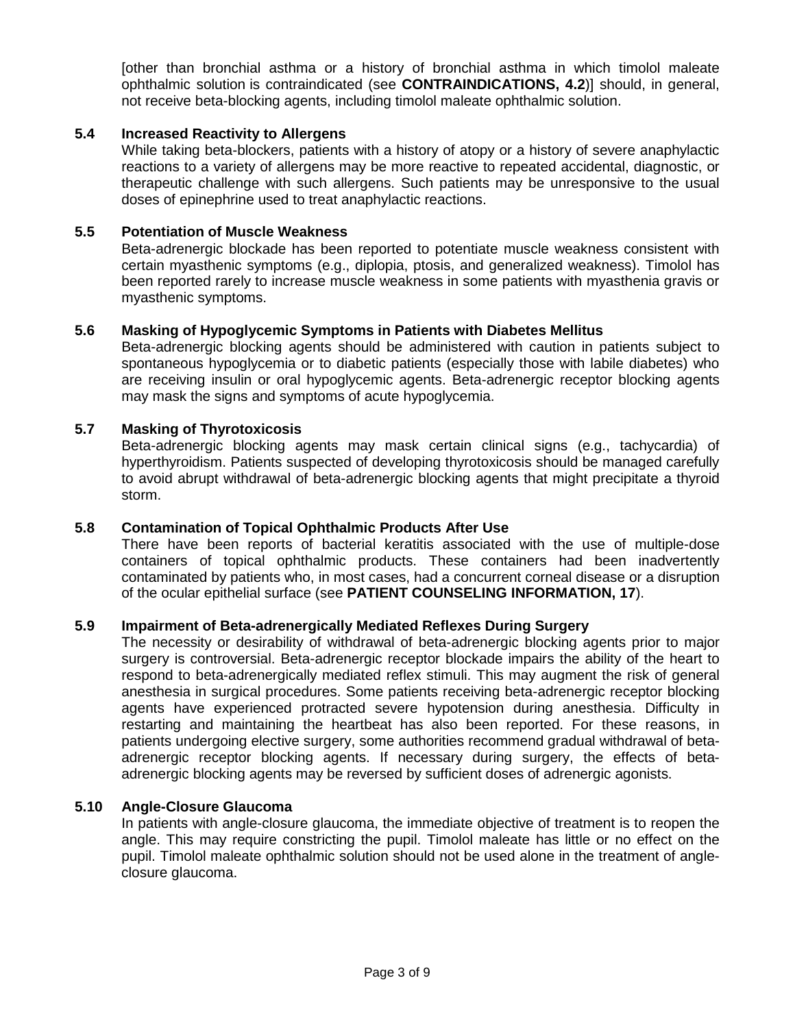[other than bronchial asthma or a history of bronchial asthma in which timolol maleate ophthalmic solution is contraindicated (see **CONTRAINDICATIONS, 4.2**)] should, in general, not receive beta-blocking agents, including timolol maleate ophthalmic solution.

### 5.4 Increased Reactivity to Allergens

While taking beta-blockers, patients with a history of atopy or a history of severe anaphylactic reactions to a variety of allergens may be more reactive to repeated accidental, diagnostic, or therapeutic challenge with such allergens. Such patients may be unresponsive to the usual doses of epinephrine used to treat anaphylactic reactions.

### 5.5 Potentiation of Muscle Weakness

Beta-adrenergic blockade has been reported to potentiate muscle weakness consistent with certain myasthenic symptoms (e.g., diplopia, ptosis, and generalized weakness). Timolol has been reported rarely to increase muscle weakness in some patients with myasthenia gravis or myasthenic symptoms.

### 5.6 Masking of Hypoglycemic Symptoms in Patients with Diabetes Mellitus

Beta-adrenergic blocking agents should be administered with caution in patients subject to spontaneous hypoglycemia or to diabetic patients (especially those with labile diabetes) who are receiving insulin or oral hypoglycemic agents. Beta-adrenergic receptor blocking agents may mask the signs and symptoms of acute hypoglycemia.

### 5.7 Masking of Thyrotoxicosis

Beta-adrenergic blocking agents may mask certain clinical signs (e.g., tachycardia) of hyperthyroidism. Patients suspected of developing thyrotoxicosis should be managed carefully to avoid abrupt withdrawal of beta-adrenergic blocking agents that might precipitate a thyroid storm.

### 5.8 Contamination of Topical Ophthalmic Products After Use

There have been reports of bacterial keratitis associated with the use of multiple-dose containers of topical ophthalmic products. These containers had been inadvertently contaminated by patients who, in most cases, had a concurrent corneal disease or a disruption of the ocular epithelial surface (see **PATIENT COUNSELING INFORMATION, 17**).

### 5.9 Impairment of Beta-adrenergically Mediated Reflexes During Surgery

The necessity or desirability of withdrawal of beta-adrenergic blocking agents prior to major surgery is controversial. Beta-adrenergic receptor blockade impairs the ability of the heart to respond to beta-adrenergically mediated reflex stimuli. This may augment the risk of general anesthesia in surgical procedures. Some patients receiving beta-adrenergic receptor blocking agents have experienced protracted severe hypotension during anesthesia. Difficulty in restarting and maintaining the heartbeat has also been reported. For these reasons, in patients undergoing elective surgery, some authorities recommend gradual withdrawal of beta-adrenergic receptor blocking agents. If necessary during surgery, the effects of beta-adrenergic blocking agents may be reversed by sufficient doses of adrenergic agonists.

### 5.10 Angle-Closure Glaucoma

In patients with angle-closure glaucoma, the immediate objective of treatment is to reopen the angle. This may require constricting the pupil. Timolol maleate has little or no effect on the pupil. Timolol maleate ophthalmic solution should not be used alone in the treatment of angle-closure glaucoma.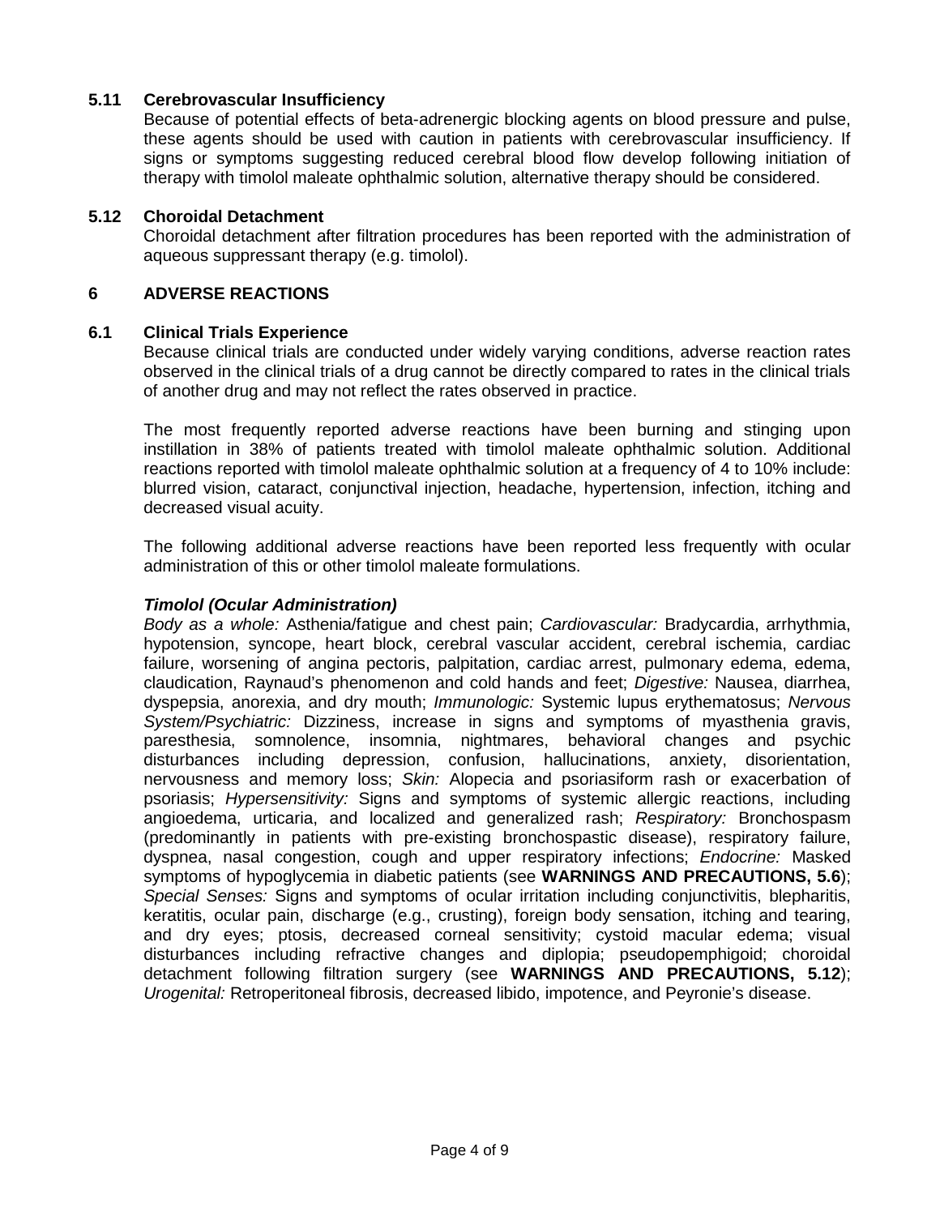### 5.11 Cerebrovascular Insufficiency

Because of potential effects of beta-adrenergic blocking agents on blood pressure and pulse, these agents should be used with caution in patients with cerebrovascular insufficiency. If signs or symptoms suggesting reduced cerebral blood flow develop following initiation of therapy with timolol maleate ophthalmic solution, alternative therapy should be considered.

### 5.12 Choroidal Detachment

Choroidal detachment after filtration procedures has been reported with the administration of aqueous suppressant therapy (e.g. timolol).

## 6 ADVERSE REACTIONS

### 6.1 Clinical Trials Experience

Because clinical trials are conducted under widely varying conditions, adverse reaction rates observed in the clinical trials of a drug cannot be directly compared to rates in the clinical trials of another drug and may not reflect the rates observed in practice.

The most frequently reported adverse reactions have been burning and stinging upon instillation in 38% of patients treated with timolol maleate ophthalmic solution. Additional reactions reported with timolol maleate ophthalmic solution at a frequency of 4 to 10% include: blurred vision, cataract, conjunctival injection, headache, hypertension, infection, itching and decreased visual acuity.

The following additional adverse reactions have been reported less frequently with ocular administration of this or other timolol maleate formulations.

***Timolol (Ocular Administration)***

*Body as a whole:* Asthenia/fatigue and chest pain; *Cardiovascular:* Bradycardia, arrhythmia, hypotension, syncope, heart block, cerebral vascular accident, cerebral ischemia, cardiac failure, worsening of angina pectoris, palpitation, cardiac arrest, pulmonary edema, edema, claudication, Raynaud's phenomenon and cold hands and feet; *Digestive:* Nausea, diarrhea, dyspepsia, anorexia, and dry mouth; *Immunologic:* Systemic lupus erythematosus; *Nervous System/Psychiatric:* Dizziness, increase in signs and symptoms of myasthenia gravis, paresthesia, somnolence, insomnia, nightmares, behavioral changes and psychic disturbances including depression, confusion, hallucinations, anxiety, disorientation, nervousness and memory loss; *Skin:* Alopecia and psoriasiform rash or exacerbation of psoriasis; *Hypersensitivity:* Signs and symptoms of systemic allergic reactions, including angioedema, urticaria, and localized and generalized rash; *Respiratory:* Bronchospasm (predominantly in patients with pre-existing bronchospastic disease), respiratory failure, dyspnea, nasal congestion, cough and upper respiratory infections; *Endocrine:* Masked symptoms of hypoglycemia in diabetic patients (see **WARNINGS AND PRECAUTIONS, 5.6**); *Special Senses:* Signs and symptoms of ocular irritation including conjunctivitis, blepharitis, keratitis, ocular pain, discharge (e.g., crusting), foreign body sensation, itching and tearing, and dry eyes; ptosis, decreased corneal sensitivity; cystoid macular edema; visual disturbances including refractive changes and diplopia; pseudopemphigoid; choroidal detachment following filtration surgery (see **WARNINGS AND PRECAUTIONS, 5.12**); *Urogenital:* Retroperitoneal fibrosis, decreased libido, impotence, and Peyronie's disease.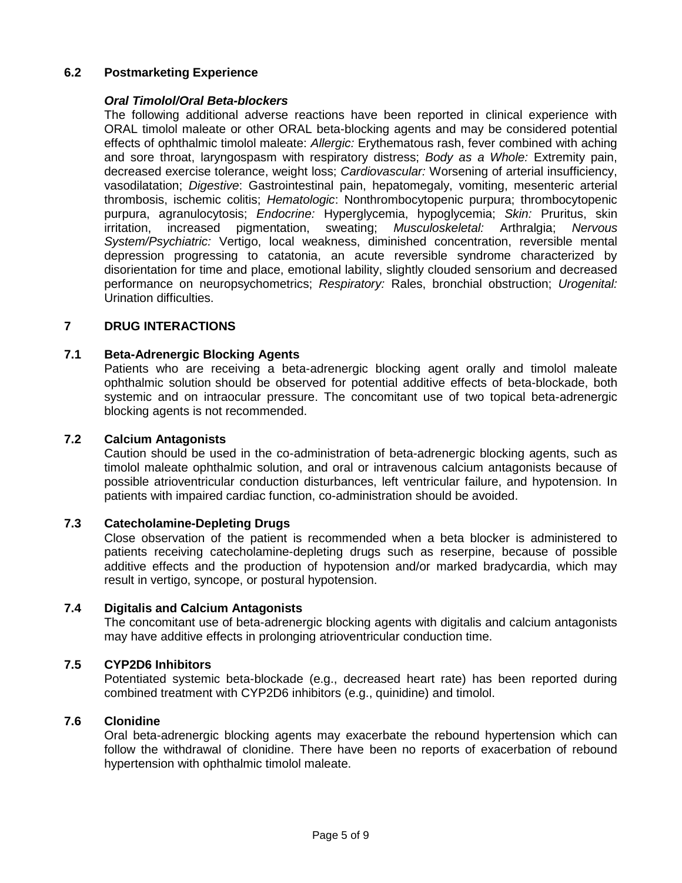## 6.2 Postmarketing Experience

***Oral Timolol/Oral Beta-blockers***

The following additional adverse reactions have been reported in clinical experience with ORAL timolol maleate or other ORAL beta-blocking agents and may be considered potential effects of ophthalmic timolol maleate: *Allergic:* Erythematous rash, fever combined with aching and sore throat, laryngospasm with respiratory distress; *Body as a Whole:* Extremity pain, decreased exercise tolerance, weight loss; *Cardiovascular:* Worsening of arterial insufficiency, vasodilatation; *Digestive*: Gastrointestinal pain, hepatomegaly, vomiting, mesenteric arterial thrombosis, ischemic colitis; *Hematologic*: Nonthrombocytopenic purpura; thrombocytopenic purpura, agranulocytosis; *Endocrine:* Hyperglycemia, hypoglycemia; *Skin:* Pruritus, skin irritation, increased pigmentation, sweating; *Musculoskeletal:* Arthralgia; *Nervous System/Psychiatric:* Vertigo, local weakness, diminished concentration, reversible mental depression progressing to catatonia, an acute reversible syndrome characterized by disorientation for time and place, emotional lability, slightly clouded sensorium and decreased performance on neuropsychometrics; *Respiratory:* Rales, bronchial obstruction; *Urogenital:* Urination difficulties.

# 7 DRUG INTERACTIONS

## 7.1 Beta-Adrenergic Blocking Agents

Patients who are receiving a beta-adrenergic blocking agent orally and timolol maleate ophthalmic solution should be observed for potential additive effects of beta-blockade, both systemic and on intraocular pressure. The concomitant use of two topical beta-adrenergic blocking agents is not recommended.

## 7.2 Calcium Antagonists

Caution should be used in the co-administration of beta-adrenergic blocking agents, such as timolol maleate ophthalmic solution, and oral or intravenous calcium antagonists because of possible atrioventricular conduction disturbances, left ventricular failure, and hypotension. In patients with impaired cardiac function, co-administration should be avoided.

## 7.3 Catecholamine-Depleting Drugs

Close observation of the patient is recommended when a beta blocker is administered to patients receiving catecholamine-depleting drugs such as reserpine, because of possible additive effects and the production of hypotension and/or marked bradycardia, which may result in vertigo, syncope, or postural hypotension.

## 7.4 Digitalis and Calcium Antagonists

The concomitant use of beta-adrenergic blocking agents with digitalis and calcium antagonists may have additive effects in prolonging atrioventricular conduction time.

## 7.5 CYP2D6 Inhibitors

Potentiated systemic beta-blockade (e.g., decreased heart rate) has been reported during combined treatment with CYP2D6 inhibitors (e.g., quinidine) and timolol.

## 7.6 Clonidine

Oral beta-adrenergic blocking agents may exacerbate the rebound hypertension which can follow the withdrawal of clonidine. There have been no reports of exacerbation of rebound hypertension with ophthalmic timolol maleate.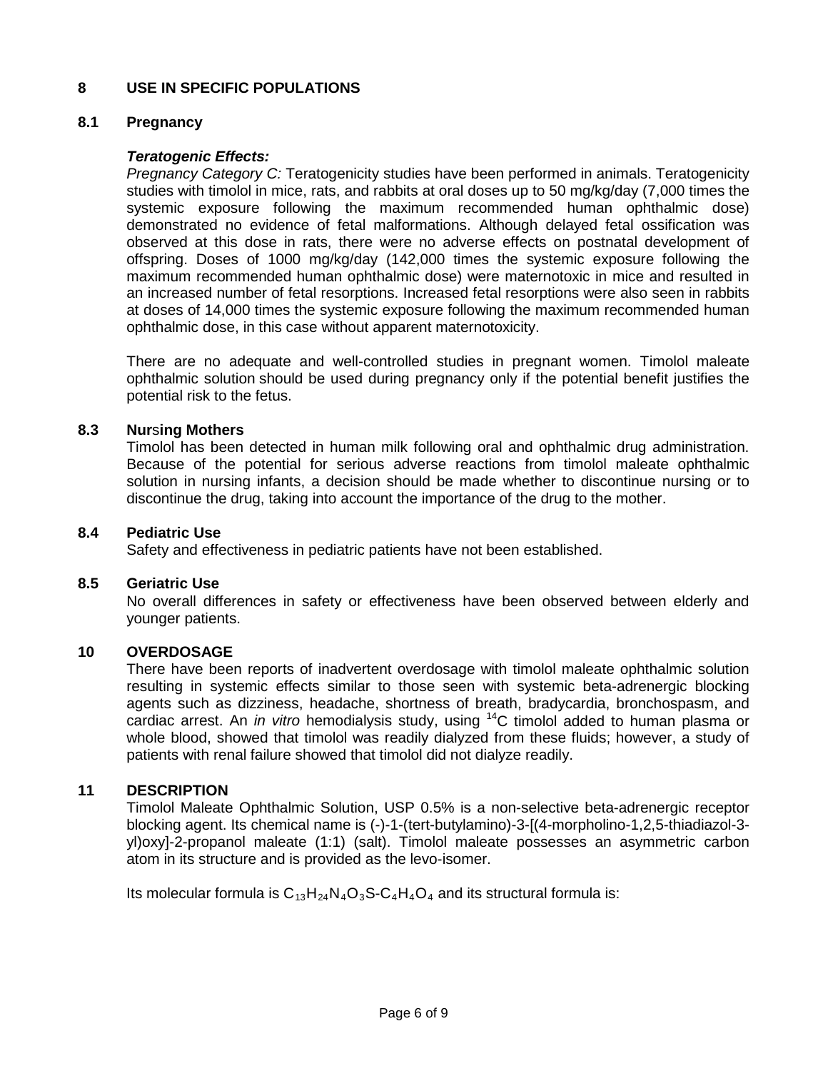## 8 USE IN SPECIFIC POPULATIONS

### 8.1 Pregnancy

***Teratogenic Effects:***

*Pregnancy Category C:* Teratogenicity studies have been performed in animals. Teratogenicity studies with timolol in mice, rats, and rabbits at oral doses up to 50 mg/kg/day (7,000 times the systemic exposure following the maximum recommended human ophthalmic dose) demonstrated no evidence of fetal malformations. Although delayed fetal ossification was observed at this dose in rats, there were no adverse effects on postnatal development of offspring. Doses of 1000 mg/kg/day (142,000 times the systemic exposure following the maximum recommended human ophthalmic dose) were maternotoxic in mice and resulted in an increased number of fetal resorptions. Increased fetal resorptions were also seen in rabbits at doses of 14,000 times the systemic exposure following the maximum recommended human ophthalmic dose, in this case without apparent maternotoxicity.

There are no adequate and well-controlled studies in pregnant women. Timolol maleate ophthalmic solution should be used during pregnancy only if the potential benefit justifies the potential risk to the fetus.

### 8.3 Nursing Mothers

Timolol has been detected in human milk following oral and ophthalmic drug administration. Because of the potential for serious adverse reactions from timolol maleate ophthalmic solution in nursing infants, a decision should be made whether to discontinue nursing or to discontinue the drug, taking into account the importance of the drug to the mother.

### 8.4 Pediatric Use

Safety and effectiveness in pediatric patients have not been established.

### 8.5 Geriatric Use

No overall differences in safety or effectiveness have been observed between elderly and younger patients.

## 10 OVERDOSAGE

There have been reports of inadvertent overdosage with timolol maleate ophthalmic solution resulting in systemic effects similar to those seen with systemic beta-adrenergic blocking agents such as dizziness, headache, shortness of breath, bradycardia, bronchospasm, and cardiac arrest. An *in vitro* hemodialysis study, using $^{14}C$ timolol added to human plasma or whole blood, showed that timolol was readily dialyzed from these fluids; however, a study of patients with renal failure showed that timolol did not dialyze readily.

## 11 DESCRIPTION

Timolol Maleate Ophthalmic Solution, USP 0.5% is a non-selective beta-adrenergic receptor blocking agent. Its chemical name is (-)-1-(tert-butylamino)-3-[(4-morpholino-1,2,5-thiadiazol-3-yl)oxy]-2-propanol maleate (1:1) (salt). Timolol maleate possesses an asymmetric carbon atom in its structure and is provided as the levo-isomer.

Its molecular formula is $C_{13}H_{24}N_4O_3S\text{-}C_4H_4O_4$ and its structural formula is: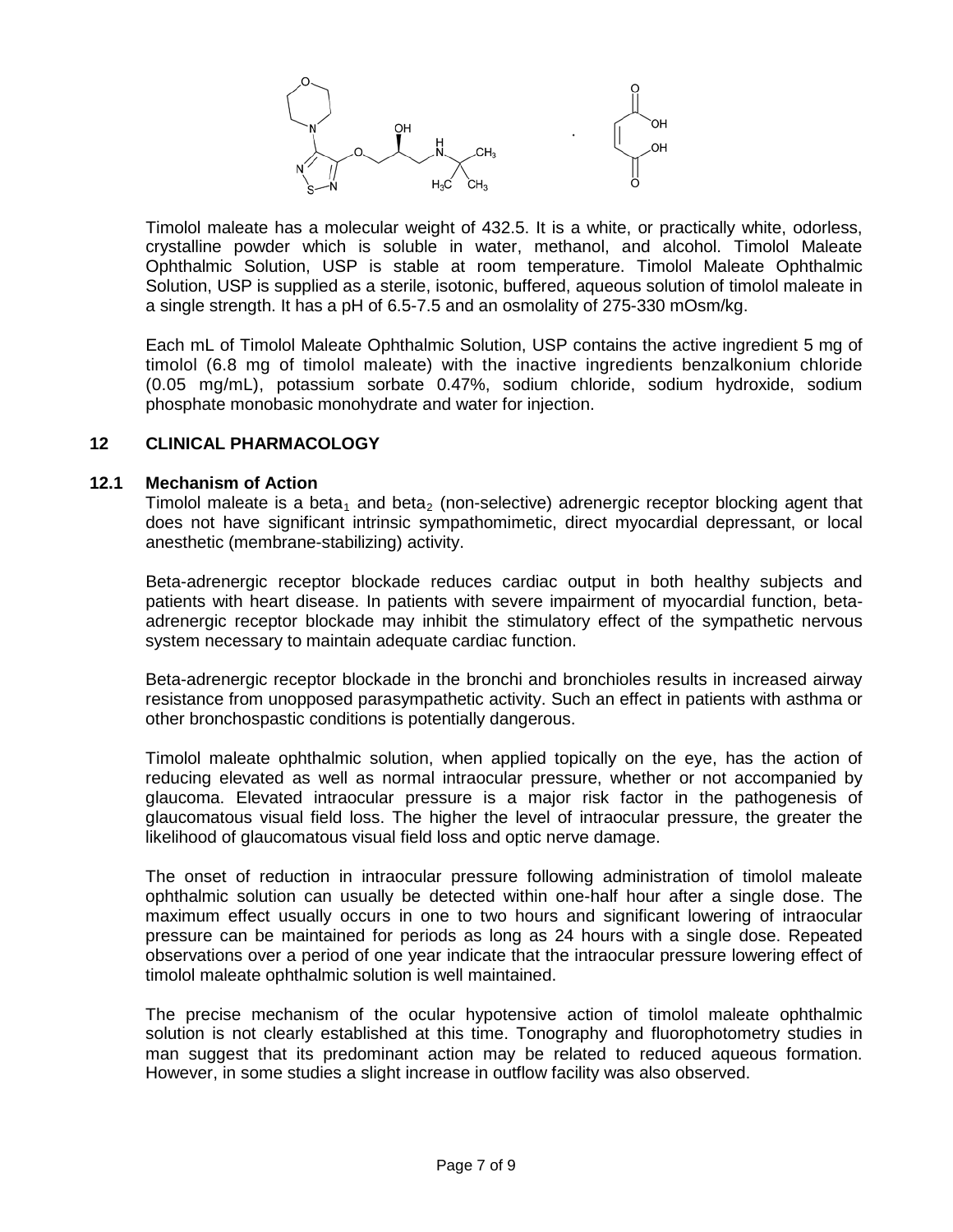Timolol maleate has a molecular weight of 432.5. It is a white, or practically white, odorless, crystalline powder which is soluble in water, methanol, and alcohol. Timolol Maleate Ophthalmic Solution, USP is stable at room temperature. Timolol Maleate Ophthalmic Solution, USP is supplied as a sterile, isotonic, buffered, aqueous solution of timolol maleate in a single strength. It has a pH of 6.5-7.5 and an osmolality of 275-330 mOsm/kg.

Each mL of Timolol Maleate Ophthalmic Solution, USP contains the active ingredient 5 mg of timolol (6.8 mg of timolol maleate) with the inactive ingredients benzalkonium chloride (0.05 mg/mL), potassium sorbate 0.47%, sodium chloride, sodium hydroxide, sodium phosphate monobasic monohydrate and water for injection.

## 12 CLINICAL PHARMACOLOGY

### 12.1 Mechanism of Action

Timolol maleate is a $\beta_1$ and $\beta_2$ (non-selective) adrenergic receptor blocking agent that does not have significant intrinsic sympathomimetic, direct myocardial depressant, or local anesthetic (membrane-stabilizing) activity.

Beta-adrenergic receptor blockade reduces cardiac output in both healthy subjects and patients with heart disease. In patients with severe impairment of myocardial function, beta-adrenergic receptor blockade may inhibit the stimulatory effect of the sympathetic nervous system necessary to maintain adequate cardiac function.

Beta-adrenergic receptor blockade in the bronchi and bronchioles results in increased airway resistance from unopposed parasympathetic activity. Such an effect in patients with asthma or other bronchospastic conditions is potentially dangerous.

Timolol maleate ophthalmic solution, when applied topically on the eye, has the action of reducing elevated as well as normal intraocular pressure, whether or not accompanied by glaucoma. Elevated intraocular pressure is a major risk factor in the pathogenesis of glaucomatous visual field loss. The higher the level of intraocular pressure, the greater the likelihood of glaucomatous visual field loss and optic nerve damage.

The onset of reduction in intraocular pressure following administration of timolol maleate ophthalmic solution can usually be detected within one-half hour after a single dose. The maximum effect usually occurs in one to two hours and significant lowering of intraocular pressure can be maintained for periods as long as 24 hours with a single dose. Repeated observations over a period of one year indicate that the intraocular pressure lowering effect of timolol maleate ophthalmic solution is well maintained.

The precise mechanism of the ocular hypotensive action of timolol maleate ophthalmic solution is not clearly established at this time. Tonography and fluorophotometry studies in man suggest that its predominant action may be related to reduced aqueous formation. However, in some studies a slight increase in outflow facility was also observed.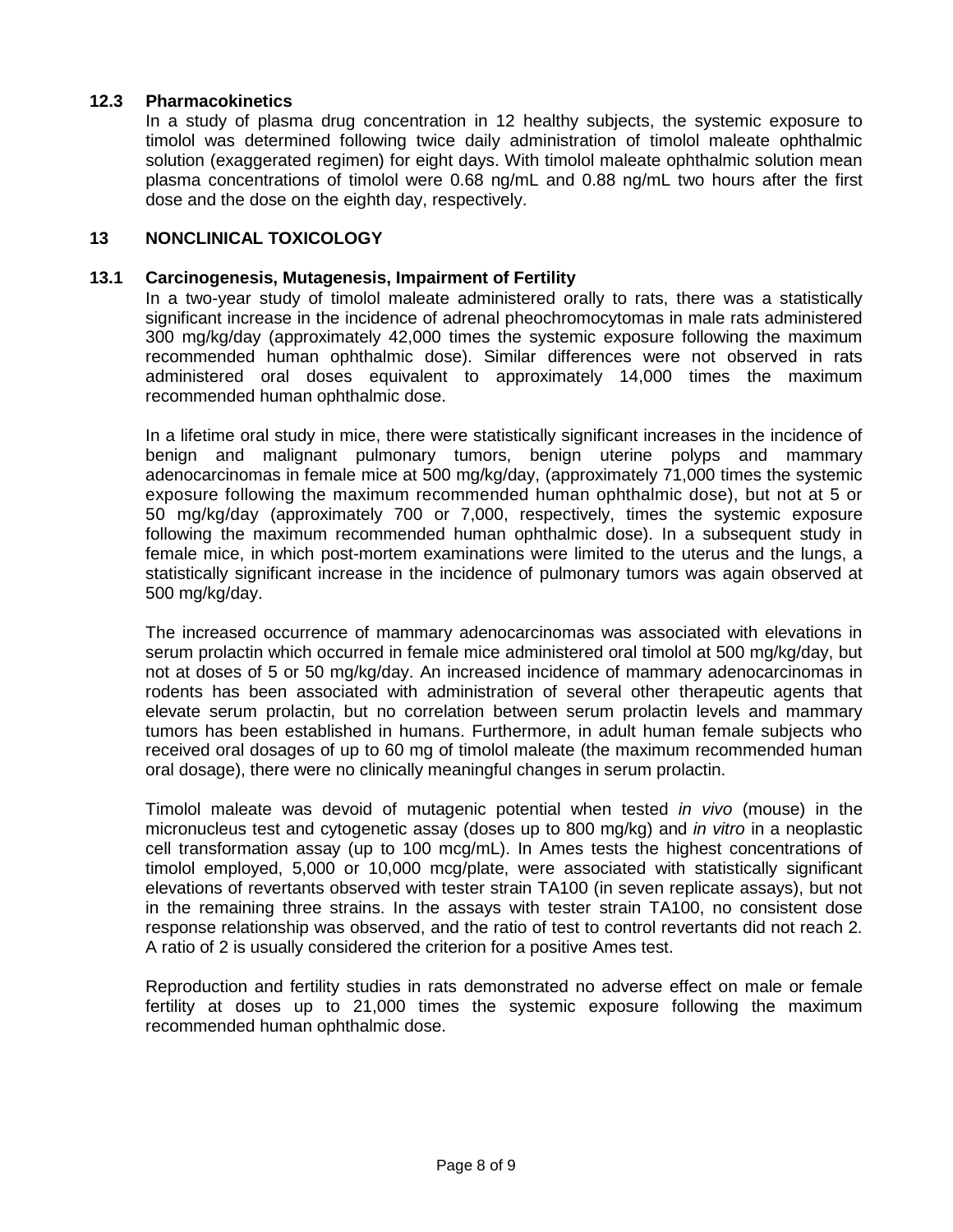### 12.3 Pharmacokinetics

In a study of plasma drug concentration in 12 healthy subjects, the systemic exposure to timolol was determined following twice daily administration of timolol maleate ophthalmic solution (exaggerated regimen) for eight days. With timolol maleate ophthalmic solution mean plasma concentrations of timolol were 0.68 ng/mL and 0.88 ng/mL two hours after the first dose and the dose on the eighth day, respectively.

## 13 NONCLINICAL TOXICOLOGY

### 13.1 Carcinogenesis, Mutagenesis, Impairment of Fertility

In a two-year study of timolol maleate administered orally to rats, there was a statistically significant increase in the incidence of adrenal pheochromocytomas in male rats administered 300 mg/kg/day (approximately 42,000 times the systemic exposure following the maximum recommended human ophthalmic dose). Similar differences were not observed in rats administered oral doses equivalent to approximately 14,000 times the maximum recommended human ophthalmic dose.

In a lifetime oral study in mice, there were statistically significant increases in the incidence of benign and malignant pulmonary tumors, benign uterine polyps and mammary adenocarcinomas in female mice at 500 mg/kg/day, (approximately 71,000 times the systemic exposure following the maximum recommended human ophthalmic dose), but not at 5 or 50 mg/kg/day (approximately 700 or 7,000, respectively, times the systemic exposure following the maximum recommended human ophthalmic dose). In a subsequent study in female mice, in which post-mortem examinations were limited to the uterus and the lungs, a statistically significant increase in the incidence of pulmonary tumors was again observed at 500 mg/kg/day.

The increased occurrence of mammary adenocarcinomas was associated with elevations in serum prolactin which occurred in female mice administered oral timolol at 500 mg/kg/day, but not at doses of 5 or 50 mg/kg/day. An increased incidence of mammary adenocarcinomas in rodents has been associated with administration of several other therapeutic agents that elevate serum prolactin, but no correlation between serum prolactin levels and mammary tumors has been established in humans. Furthermore, in adult human female subjects who received oral dosages of up to 60 mg of timolol maleate (the maximum recommended human oral dosage), there were no clinically meaningful changes in serum prolactin.

Timolol maleate was devoid of mutagenic potential when tested *in vivo* (mouse) in the micronucleus test and cytogenetic assay (doses up to 800 mg/kg) and *in vitro* in a neoplastic cell transformation assay (up to 100 mcg/mL). In Ames tests the highest concentrations of timolol employed, 5,000 or 10,000 mcg/plate, were associated with statistically significant elevations of revertants observed with tester strain TA100 (in seven replicate assays), but not in the remaining three strains. In the assays with tester strain TA100, no consistent dose response relationship was observed, and the ratio of test to control revertants did not reach 2. A ratio of 2 is usually considered the criterion for a positive Ames test.

Reproduction and fertility studies in rats demonstrated no adverse effect on male or female fertility at doses up to 21,000 times the systemic exposure following the maximum recommended human ophthalmic dose.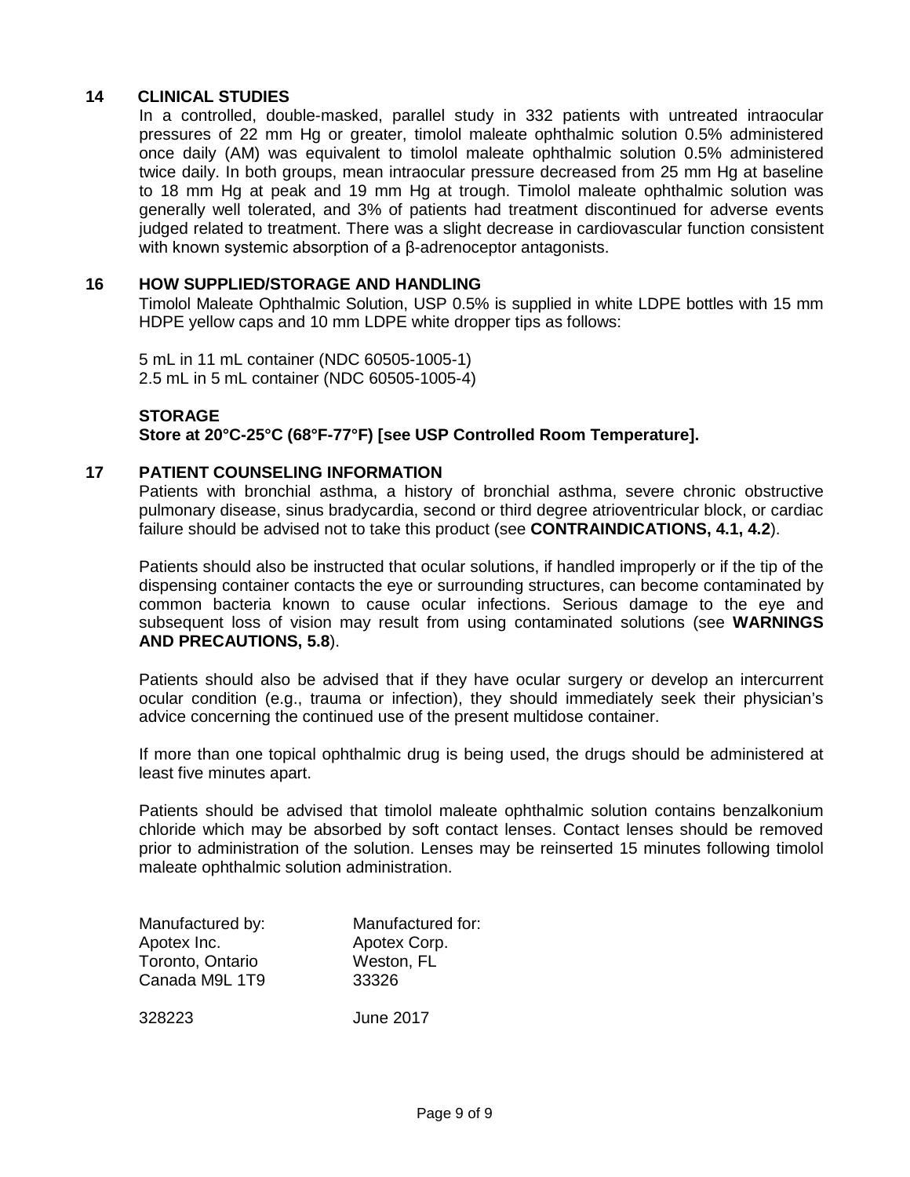## 14 CLINICAL STUDIES

In a controlled, double-masked, parallel study in 332 patients with untreated intraocular pressures of 22 mm Hg or greater, timolol maleate ophthalmic solution 0.5% administered once daily (AM) was equivalent to timolol maleate ophthalmic solution 0.5% administered twice daily. In both groups, mean intraocular pressure decreased from 25 mm Hg at baseline to 18 mm Hg at peak and 19 mm Hg at trough. Timolol maleate ophthalmic solution was generally well tolerated, and 3% of patients had treatment discontinued for adverse events judged related to treatment. There was a slight decrease in cardiovascular function consistent with known systemic absorption of a β-adrenoceptor antagonists.

## 16 HOW SUPPLIED/STORAGE AND HANDLING

Timolol Maleate Ophthalmic Solution, USP 0.5% is supplied in white LDPE bottles with 15 mm HDPE yellow caps and 10 mm LDPE white dropper tips as follows:

5 mL in 11 mL container (NDC 60505-1005-1)
2.5 mL in 5 mL container (NDC 60505-1005-4)

**STORAGE**
**Store at 20°C-25°C (68°F-77°F) [see USP Controlled Room Temperature].**

## 17 PATIENT COUNSELING INFORMATION

Patients with bronchial asthma, a history of bronchial asthma, severe chronic obstructive pulmonary disease, sinus bradycardia, second or third degree atrioventricular block, or cardiac failure should be advised not to take this product (see **CONTRAINDICATIONS, 4.1, 4.2**).

Patients should also be instructed that ocular solutions, if handled improperly or if the tip of the dispensing container contacts the eye or surrounding structures, can become contaminated by common bacteria known to cause ocular infections. Serious damage to the eye and subsequent loss of vision may result from using contaminated solutions (see **WARNINGS AND PRECAUTIONS, 5.8**).

Patients should also be advised that if they have ocular surgery or develop an intercurrent ocular condition (e.g., trauma or infection), they should immediately seek their physician's advice concerning the continued use of the present multidose container.

If more than one topical ophthalmic drug is being used, the drugs should be administered at least five minutes apart.

Patients should be advised that timolol maleate ophthalmic solution contains benzalkonium chloride which may be absorbed by soft contact lenses. Contact lenses should be removed prior to administration of the solution. Lenses may be reinserted 15 minutes following timolol maleate ophthalmic solution administration.

| | |
|---|---|
| Manufactured by:<br>Apotex Inc.<br>Toronto, Ontario<br>Canada M9L 1T9 | Manufactured for:<br>Apotex Corp.<br>Weston, FL<br>33326 |
| 328223 | June 2017 |